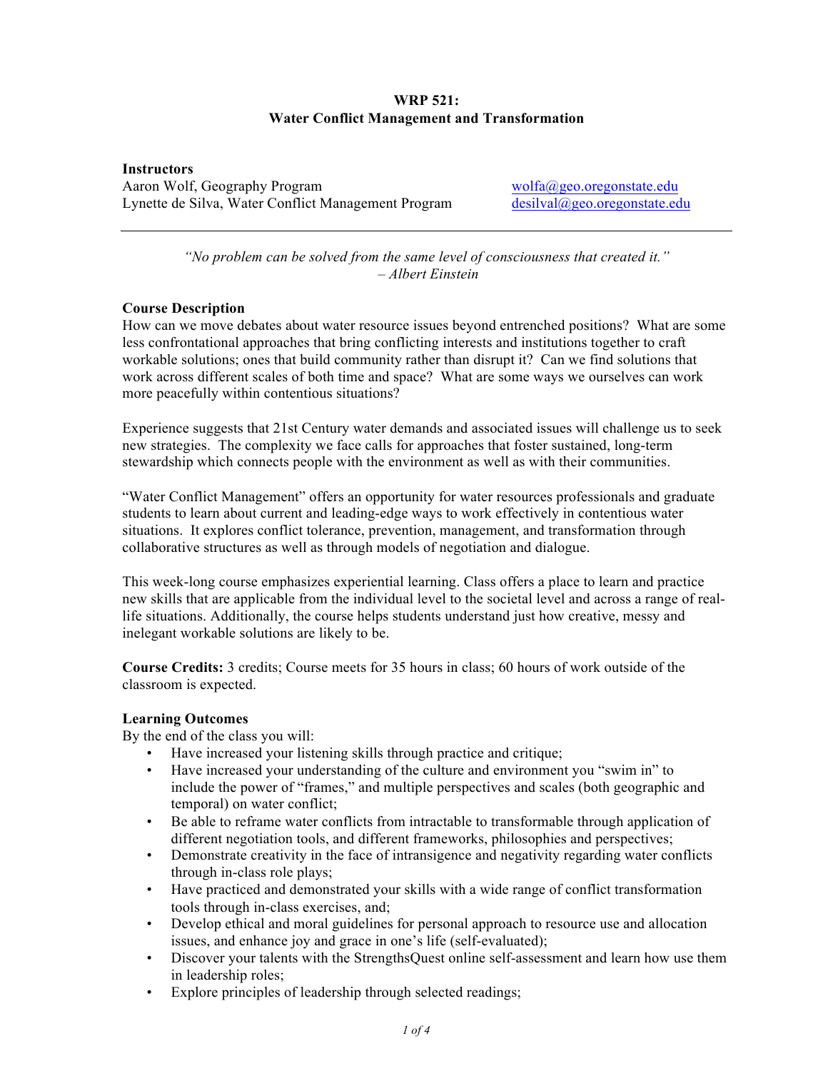# WRP 521:
# Water Conflict Management and Transformation

**Instructors**

Aaron Wolf, Geography Program — wolfa@geo.oregonstate.edu
Lynette de Silva, Water Conflict Management Program — desilval@geo.oregonstate.edu

---

> *"No problem can be solved from the same level of consciousness that created it."*
> *– Albert Einstein*

**Course Description**

How can we move debates about water resource issues beyond entrenched positions? What are some less confrontational approaches that bring conflicting interests and institutions together to craft workable solutions; ones that build community rather than disrupt it? Can we find solutions that work across different scales of both time and space? What are some ways we ourselves can work more peacefully within contentious situations?

Experience suggests that 21st Century water demands and associated issues will challenge us to seek new strategies. The complexity we face calls for approaches that foster sustained, long-term stewardship which connects people with the environment as well as with their communities.

"Water Conflict Management" offers an opportunity for water resources professionals and graduate students to learn about current and leading-edge ways to work effectively in contentious water situations. It explores conflict tolerance, prevention, management, and transformation through collaborative structures as well as through models of negotiation and dialogue.

This week-long course emphasizes experiential learning. Class offers a place to learn and practice new skills that are applicable from the individual level to the societal level and across a range of real-life situations. Additionally, the course helps students understand just how creative, messy and inelegant workable solutions are likely to be.

**Course Credits:** 3 credits; Course meets for 35 hours in class; 60 hours of work outside of the classroom is expected.

**Learning Outcomes**

By the end of the class you will:

- Have increased your listening skills through practice and critique;
- Have increased your understanding of the culture and environment you "swim in" to include the power of "frames," and multiple perspectives and scales (both geographic and temporal) on water conflict;
- Be able to reframe water conflicts from intractable to transformable through application of different negotiation tools, and different frameworks, philosophies and perspectives;
- Demonstrate creativity in the face of intransigence and negativity regarding water conflicts through in-class role plays;
- Have practiced and demonstrated your skills with a wide range of conflict transformation tools through in-class exercises, and;
- Develop ethical and moral guidelines for personal approach to resource use and allocation issues, and enhance joy and grace in one's life (self-evaluated);
- Discover your talents with the StrengthsQuest online self-assessment and learn how use them in leadership roles;
- Explore principles of leadership through selected readings;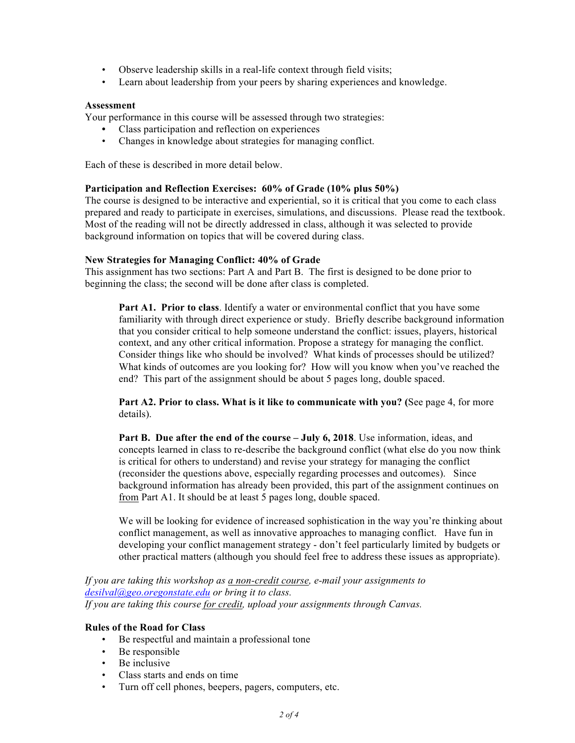- Observe leadership skills in a real-life context through field visits;
- Learn about leadership from your peers by sharing experiences and knowledge.

**Assessment**

Your performance in this course will be assessed through two strategies:

- Class participation and reflection on experiences
- Changes in knowledge about strategies for managing conflict.

Each of these is described in more detail below.

**Participation and Reflection Exercises: 60% of Grade (10% plus 50%)**

The course is designed to be interactive and experiential, so it is critical that you come to each class prepared and ready to participate in exercises, simulations, and discussions. Please read the textbook. Most of the reading will not be directly addressed in class, although it was selected to provide background information on topics that will be covered during class.

**New Strategies for Managing Conflict: 40% of Grade**

This assignment has two sections: Part A and Part B. The first is designed to be done prior to beginning the class; the second will be done after class is completed.

> **Part A1. Prior to class**. Identify a water or environmental conflict that you have some familiarity with through direct experience or study. Briefly describe background information that you consider critical to help someone understand the conflict: issues, players, historical context, and any other critical information. Propose a strategy for managing the conflict. Consider things like who should be involved? What kinds of processes should be utilized? What kinds of outcomes are you looking for? How will you know when you've reached the end? This part of the assignment should be about 5 pages long, double spaced.
>
> **Part A2. Prior to class. What is it like to communicate with you? (**See page 4, for more details).
>
> **Part B. Due after the end of the course – July 6, 2018**. Use information, ideas, and concepts learned in class to re-describe the background conflict (what else do you now think is critical for others to understand) and revise your strategy for managing the conflict (reconsider the questions above, especially regarding processes and outcomes). Since background information has already been provided, this part of the assignment continues on <u>from</u> Part A1. It should be at least 5 pages long, double spaced.
>
> We will be looking for evidence of increased sophistication in the way you're thinking about conflict management, as well as innovative approaches to managing conflict. Have fun in developing your conflict management strategy - don't feel particularly limited by budgets or other practical matters (although you should feel free to address these issues as appropriate).

*If you are taking this workshop as <u>a non-credit course</u>, e-mail your assignments to [desilval@geo.oregonstate.edu](mailto:desilval@geo.oregonstate.edu) or bring it to class.*
*If you are taking this course <u>for credit</u>, upload your assignments through Canvas.*

**Rules of the Road for Class**

- Be respectful and maintain a professional tone
- Be responsible
- Be inclusive
- Class starts and ends on time
- Turn off cell phones, beepers, pagers, computers, etc.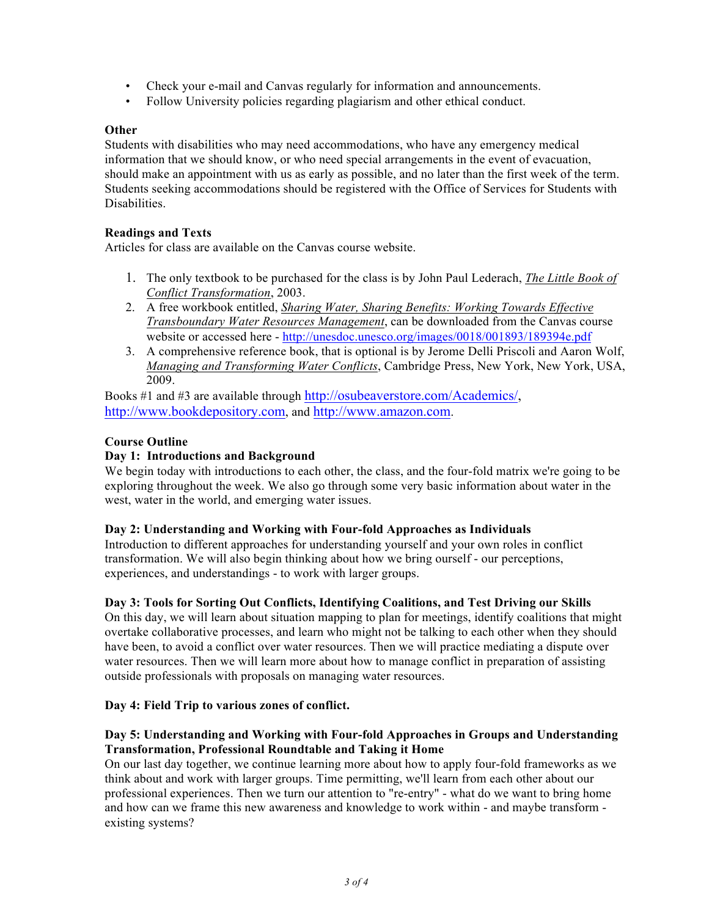- Check your e-mail and Canvas regularly for information and announcements.
- Follow University policies regarding plagiarism and other ethical conduct.

**Other**

Students with disabilities who may need accommodations, who have any emergency medical information that we should know, or who need special arrangements in the event of evacuation, should make an appointment with us as early as possible, and no later than the first week of the term. Students seeking accommodations should be registered with the Office of Services for Students with Disabilities.

**Readings and Texts**

Articles for class are available on the Canvas course website.

1. The only textbook to be purchased for the class is by John Paul Lederach, ***The Little Book of** Conflict Transformation*, 2003.
2. A free workbook entitled, ***Sharing Water, Sharing Benefits: Working Towards Effective** Transboundary Water Resources Management*, can be downloaded from the Canvas course website or accessed here - http://unesdoc.unesco.org/images/0018/001893/189394e.pdf
3. A comprehensive reference book, that is optional is by Jerome Delli Priscoli and Aaron Wolf, *Managing and Transforming Water Conflicts*, Cambridge Press, New York, New York, USA, 2009.

Books #1 and #3 are available through http://osubeaverstore.com/Academics/, http://www.bookdepository.com, and http://www.amazon.com.

**Course Outline**

**Day 1: Introductions and Background**

We begin today with introductions to each other, the class, and the four-fold matrix we're going to be exploring throughout the week. We also go through some very basic information about water in the west, water in the world, and emerging water issues.

**Day 2: Understanding and Working with Four-fold Approaches as Individuals**

Introduction to different approaches for understanding yourself and your own roles in conflict transformation. We will also begin thinking about how we bring ourself - our perceptions, experiences, and understandings - to work with larger groups.

**Day 3: Tools for Sorting Out Conflicts, Identifying Coalitions, and Test Driving our Skills**

On this day, we will learn about situation mapping to plan for meetings, identify coalitions that might overtake collaborative processes, and learn who might not be talking to each other when they should have been, to avoid a conflict over water resources. Then we will practice mediating a dispute over water resources. Then we will learn more about how to manage conflict in preparation of assisting outside professionals with proposals on managing water resources.

**Day 4: Field Trip to various zones of conflict.**

**Day 5: Understanding and Working with Four-fold Approaches in Groups and Understanding Transformation, Professional Roundtable and Taking it Home**

On our last day together, we continue learning more about how to apply four-fold frameworks as we think about and work with larger groups. Time permitting, we'll learn from each other about our professional experiences. Then we turn our attention to "re-entry" - what do we want to bring home and how can we frame this new awareness and knowledge to work within - and maybe transform - existing systems?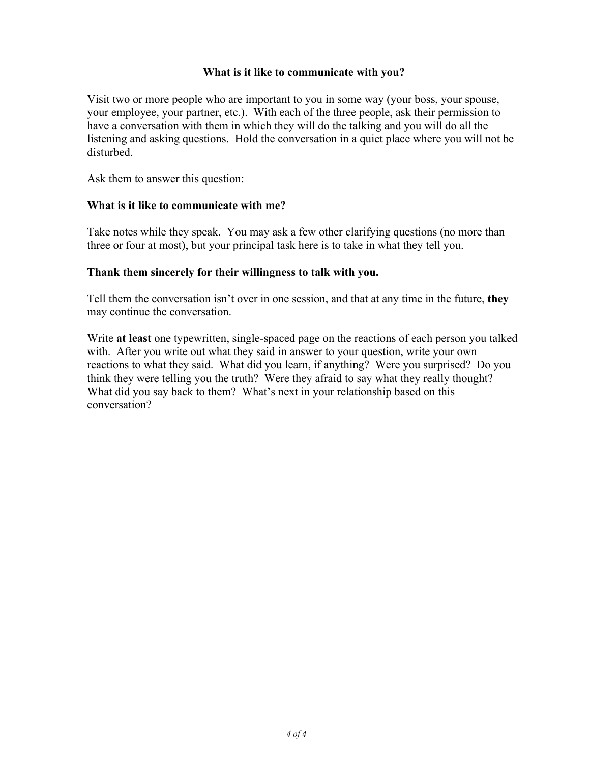## What is it like to communicate with you?

Visit two or more people who are important to you in some way (your boss, your spouse, your employee, your partner, etc.). With each of the three people, ask their permission to have a conversation with them in which they will do the talking and you will do all the listening and asking questions. Hold the conversation in a quiet place where you will not be disturbed.

Ask them to answer this question:

**What is it like to communicate with me?**

Take notes while they speak. You may ask a few other clarifying questions (no more than three or four at most), but your principal task here is to take in what they tell you.

**Thank them sincerely for their willingness to talk with you.**

Tell them the conversation isn't over in one session, and that at any time in the future, **they** may continue the conversation.

Write **at least** one typewritten, single-spaced page on the reactions of each person you talked with. After you write out what they said in answer to your question, write your own reactions to what they said. What did you learn, if anything? Were you surprised? Do you think they were telling you the truth? Were they afraid to say what they really thought? What did you say back to them? What's next in your relationship based on this conversation?